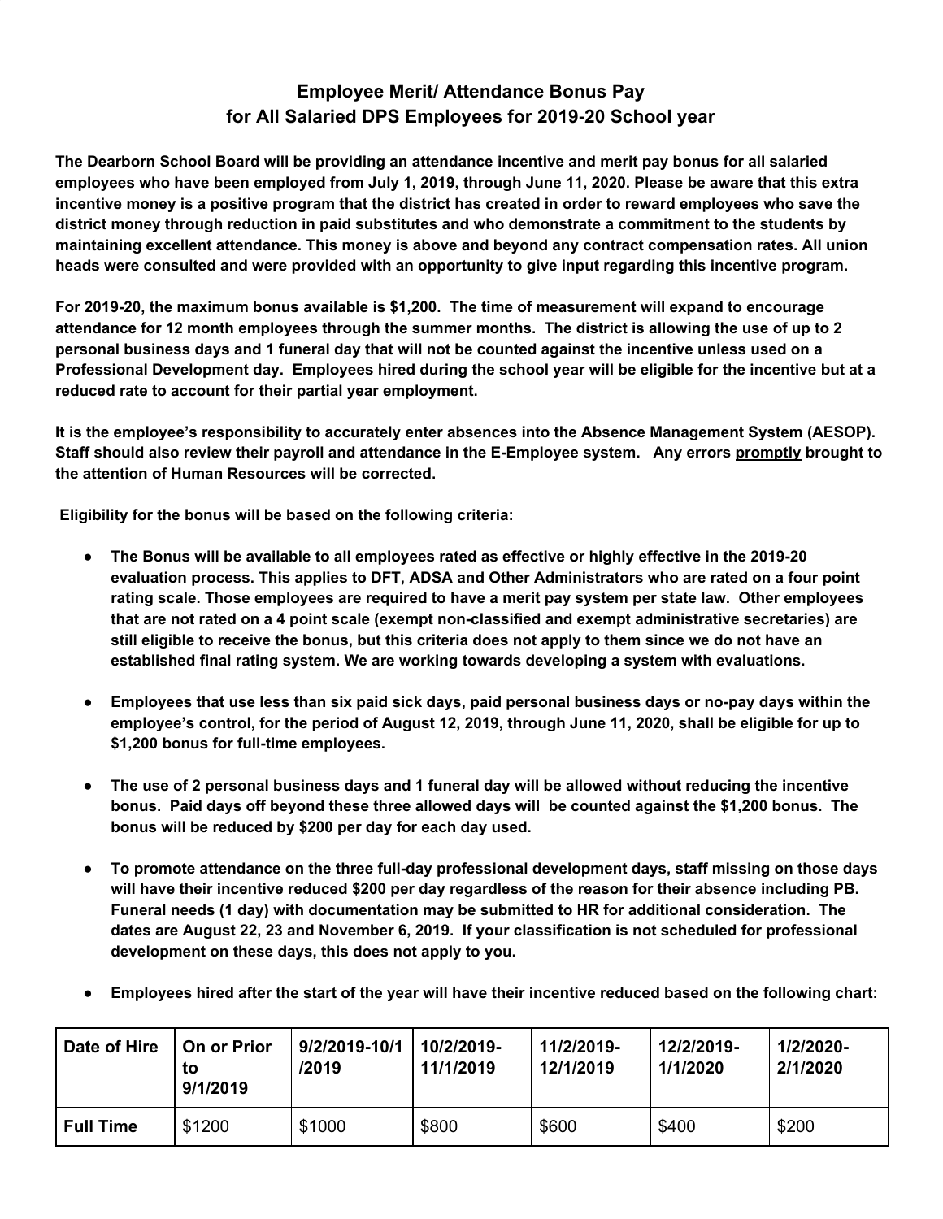# Employee Merit/ Attendance Bonus Pay for All Salaried DPS Employees for 2019-20 School year

**The Dearborn School Board will be providing an attendance incentive and merit pay bonus for all salaried employees who have been employed from July 1, 2019, through June 11, 2020. Please be aware that this extra incentive money is a positive program that the district has created in order to reward employees who save the district money through reduction in paid substitutes and who demonstrate a commitment to the students by maintaining excellent attendance. This money is above and beyond any contract compensation rates. All union heads were consulted and were provided with an opportunity to give input regarding this incentive program.**

**For 2019-20, the maximum bonus available is $1,200. The time of measurement will expand to encourage attendance for 12 month employees through the summer months. The district is allowing the use of up to 2 personal business days and 1 funeral day that will not be counted against the incentive unless used on a Professional Development day. Employees hired during the school year will be eligible for the incentive but at a reduced rate to account for their partial year employment.**

**It is the employee's responsibility to accurately enter absences into the Absence Management System (AESOP). Staff should also review their payroll and attendance in the E-Employee system. Any errors promptly brought to the attention of Human Resources will be corrected.**

**Eligibility for the bonus will be based on the following criteria:**

- **The Bonus will be available to all employees rated as effective or highly effective in the 2019-20 evaluation process. This applies to DFT, ADSA and Other Administrators who are rated on a four point rating scale. Those employees are required to have a merit pay system per state law. Other employees that are not rated on a 4 point scale (exempt non-classified and exempt administrative secretaries) are still eligible to receive the bonus, but this criteria does not apply to them since we do not have an established final rating system. We are working towards developing a system with evaluations.**
- **Employees that use less than six paid sick days, paid personal business days or no-pay days within the employee's control, for the period of August 12, 2019, through June 11, 2020, shall be eligible for up to $1,200 bonus for full-time employees.**
- **The use of 2 personal business days and 1 funeral day will be allowed without reducing the incentive bonus. Paid days off beyond these three allowed days will be counted against the $1,200 bonus. The bonus will be reduced by $200 per day for each day used.**
- **To promote attendance on the three full-day professional development days, staff missing on those days will have their incentive reduced $200 per day regardless of the reason for their absence including PB. Funeral needs (1 day) with documentation may be submitted to HR for additional consideration. The dates are August 22, 23 and November 6, 2019. If your classification is not scheduled for professional development on these days, this does not apply to you.**
- **Employees hired after the start of the year will have their incentive reduced based on the following chart:**

| Date of Hire | On or Prior to 9/1/2019 | 9/2/2019-10/1/2019 | 10/2/2019-11/1/2019 | 11/2/2019-12/1/2019 | 12/2/2019-1/1/2020 | 1/2/2020-2/1/2020 |
|---|---|---|---|---|---|---|
| **Full Time** | $1200 | $1000 | $800 | $600 | $400 | $200 |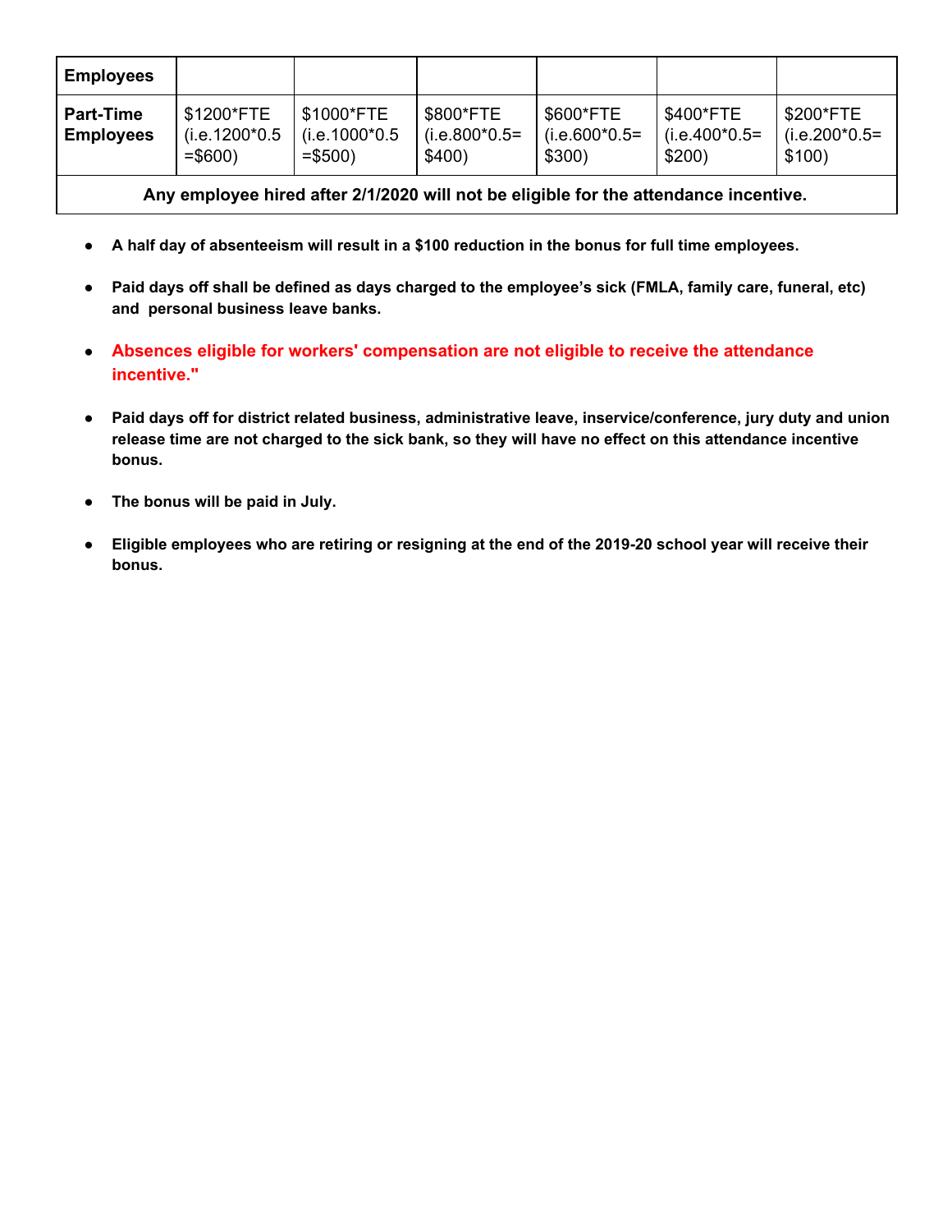| Employees | | | | | | |
|---|---|---|---|---|---|---|
| **Part-Time Employees** | $1200*FTE (i.e.1200*0.5 =$600) | $1000*FTE (i.e.1000*0.5 =$500) | $800*FTE (i.e.800*0.5= $400) | $600*FTE (i.e.600*0.5= $300) | $400*FTE (i.e.400*0.5= $200) | $200*FTE (i.e.200*0.5= $100) |
| **Any employee hired after 2/1/2020 will not be eligible for the attendance incentive.** | | | | | | |

- **A half day of absenteeism will result in a $100 reduction in the bonus for full time employees.**
- **Paid days off shall be defined as days charged to the employee's sick (FMLA, family care, funeral, etc) and personal business leave banks.**
- **Absences eligible for workers' compensation are not eligible to receive the attendance incentive."**
- **Paid days off for district related business, administrative leave, inservice/conference, jury duty and union release time are not charged to the sick bank, so they will have no effect on this attendance incentive bonus.**
- **The bonus will be paid in July.**
- **Eligible employees who are retiring or resigning at the end of the 2019-20 school year will receive their bonus.**